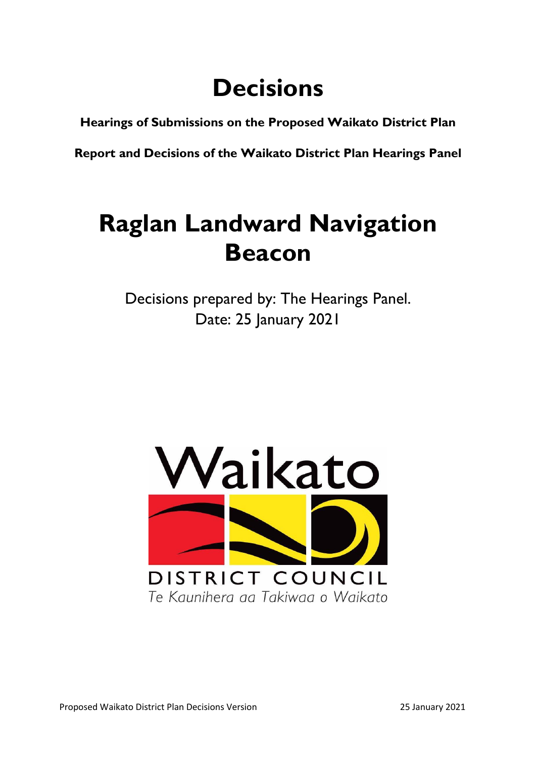# Decisions

**Hearings of Submissions on the Proposed Waikato District Plan**

**Report and Decisions of the Waikato District Plan Hearings Panel**

# Raglan Landward Navigation Beacon

Decisions prepared by: The Hearings Panel.
Date: 25 January 2021

Waikato

DISTRICT COUNCIL
*Te Kaunihera aa Takiwaa o Waikato*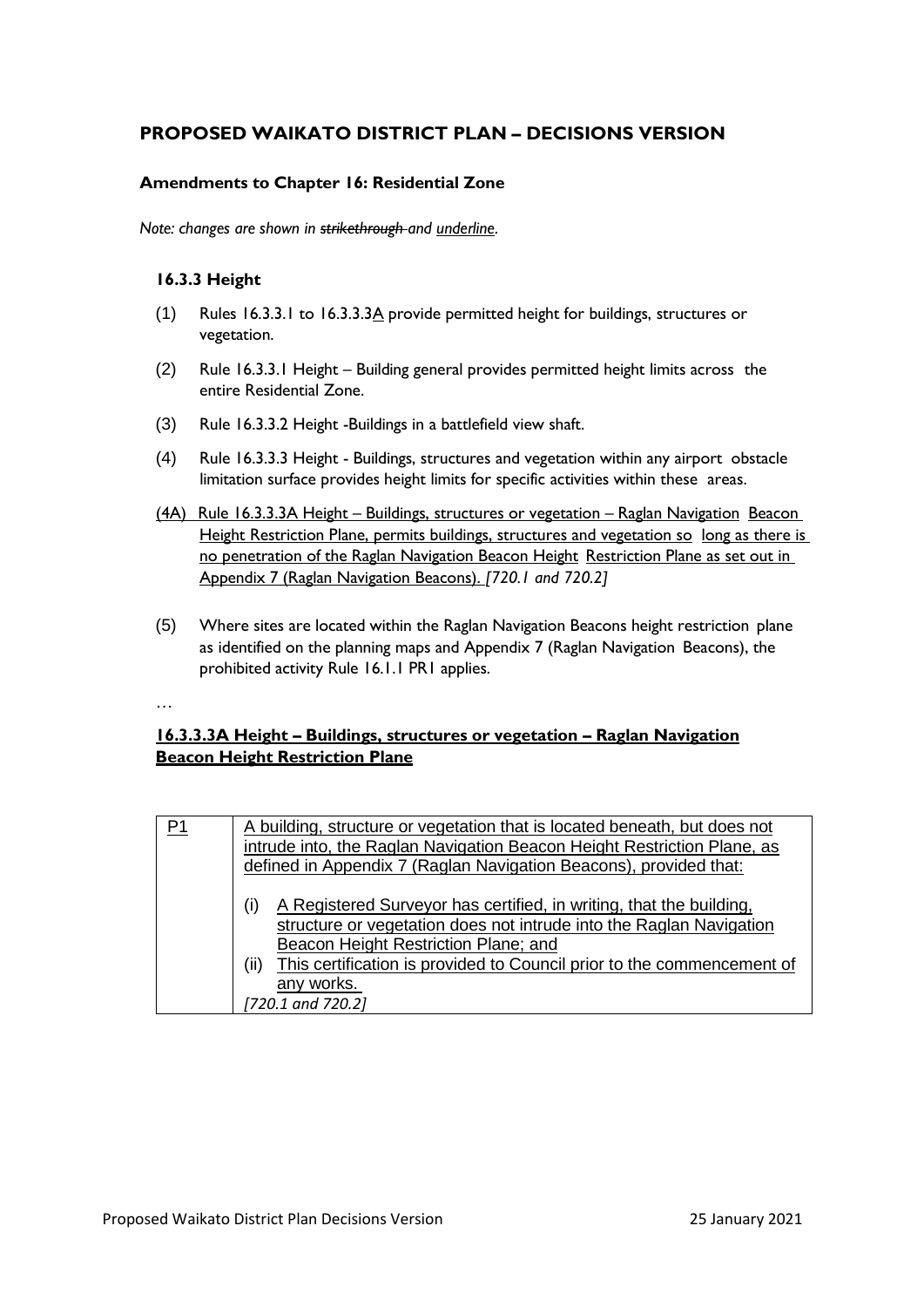## PROPOSED WAIKATO DISTRICT PLAN – DECISIONS VERSION

### Amendments to Chapter 16: Residential Zone

*Note: changes are shown in ~~strikethrough~~ and <u>underline</u>.*

#### 16.3.3 Height

(1) Rules 16.3.3.1 to 16.3.3.3<u>A</u> provide permitted height for buildings, structures or vegetation.

(2) Rule 16.3.3.1 Height – Building general provides permitted height limits across the entire Residential Zone.

(3) Rule 16.3.3.2 Height -Buildings in a battlefield view shaft.

(4) Rule 16.3.3.3 Height - Buildings, structures and vegetation within any airport obstacle limitation surface provides height limits for specific activities within these areas.

<u>(4A) Rule 16.3.3.3A Height – Buildings, structures or vegetation – Raglan Navigation Beacon Height Restriction Plane, permits buildings, structures and vegetation so long as there is no penetration of the Raglan Navigation Beacon Height Restriction Plane as set out in Appendix 7 (Raglan Navigation Beacons).</u> *[720.1 and 720.2]*

(5) Where sites are located within the Raglan Navigation Beacons height restriction plane as identified on the planning maps and Appendix 7 (Raglan Navigation Beacons), the prohibited activity Rule 16.1.1 PR1 applies.

…

#### <u>16.3.3.3A Height – Buildings, structures or vegetation – Raglan Navigation Beacon Height Restriction Plane</u>

| | |
|---|---|
| <u>P1</u> | <u>A building, structure or vegetation that is located beneath, but does not intrude into, the Raglan Navigation Beacon Height Restriction Plane, as defined in Appendix 7 (Raglan Navigation Beacons), provided that:</u><br><br>(i) <u>A Registered Surveyor has certified, in writing, that the building, structure or vegetation does not intrude into the Raglan Navigation Beacon Height Restriction Plane; and</u><br>(ii) <u>This certification is provided to Council prior to the commencement of any works.</u><br>*[720.1 and 720.2]* |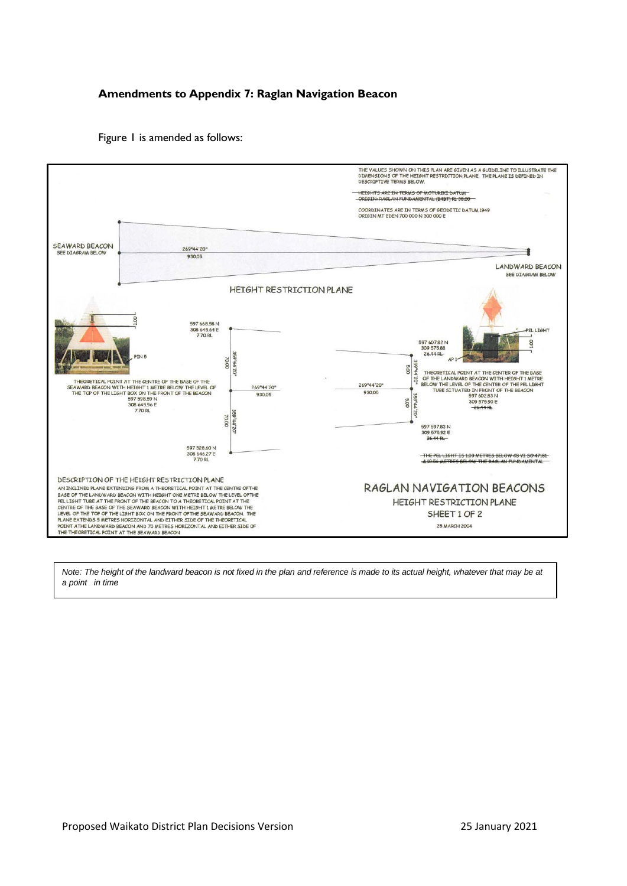**Amendments to Appendix 7: Raglan Navigation Beacon**

Figure 1 is amended as follows:

THE VALUES SHOWN ON THIS PLAN ARE GIVEN AS A GUIDELINE TO ILLUSTRATE THE DIMENSIONS OF THE HEIGHT RESTRICTION PLANE. THE PLANE IS DEFINED IN DESCRIPTIVE TERMS BELOW.

~~HEIGHTS ARE IN TERMS OF MOTURIKI DATUM~~
~~ORIGIN: RAGLAN FUNDAMENTAL (B4BT) RL 38.00~~

COORDINATES ARE IN TERMS OF GEODETIC DATUM 1949
ORIGIN MT EDEN 700 000 N 300 000 E

SEAWARD BEACON
SEE DIAGRAM BELOW

269°44'20"
930.05

LANDWARD BEACON
SEE DIAGRAM BELOW

HEIGHT RESTRICTION PLANE

1.00

PIN 5

597 668.58 N
308 645.64 E
7.70 RL

70.00 359°44'20"

THEORETICAL POINT AT THE CENTRE OF THE BASE OF THE SEAWARD BEACON WITH HEIGHT 1 METRE BELOW THE LEVEL OF THE TOP OF THE LIGHT BOX ON THE FRONT OF THE BEACON
597 598.59 N
308 645.96 E
7.70 RL

269°44'20"
930.05

70.00 359°44'20"

597 528.60 N
308 646.27 E
7.70 RL

PEL LIGHT

1.00

597 607.82 N
309 575.88
~~26.44 RL~~

AP 1

5.00 359°44'20"

THEORETICAL POINT AT THE CENTER OF THE BASE OF THE LANDWARD BEACON WITH HEIGHT 1 METRE BELOW THE LEVEL OF THE CENTER OF THE PEL LIGHT TUBE SITUATED IN FRONT OF THE BEACON
597 602.83 N
309 575.90 E
~~26.44 RL~~

269°44'20"
930.05

5.00 359°44'20"

597 597.83 N
309 575.92 E
~~26.44 RL~~

~~THE PEL LIGHT IS 1.03 METRES BELOW CB VI SO 47181~~
~~& 10.56 METRES BELOW THE RAGLAN FUNDAMENTAL~~

DESCRIPTION OF THE HEIGHT RESTRICTION PLANE

AN INCLINED PLANE EXTENDING FROM A THEORETICAL POINT AT THE CENTRE OFTHE BASE OF THE LANDWARD BEACON WITH HEIGHT ONE METRE BELOW THE LEVEL OFTHE PEL LIGHT TUBE AT THE FRONT OF THE BEACON TO A THEORETICAL POINT AT THE CENTRE OF THE BASE OF THE SEAWARD BEACON WITH HEIGHT 1 METRE BELOW THE LEVEL OF THE TOP OF THE LIGHT BOX ON THE FRONT OFTHE SEAWARD BEACON. THE PLANE EXTENDS 5 METRES HORIZONTAL AND EITHER SIDE OF THE THEORETICAL POINT ATHE LANDWARD BEACON AND 70 METRES HORIZONTAL AND EITHER SIDE OF THE THEORETICAL POINT AT THE SEAWARD BEACON

RAGLAN NAVIGATION BEACONS
HEIGHT RESTRICTION PLANE
SHEET 1 OF 2
28 MARCH 2004

*Note: The height of the landward beacon is not fixed in the plan and reference is made to its actual height, whatever that may be at a point in time*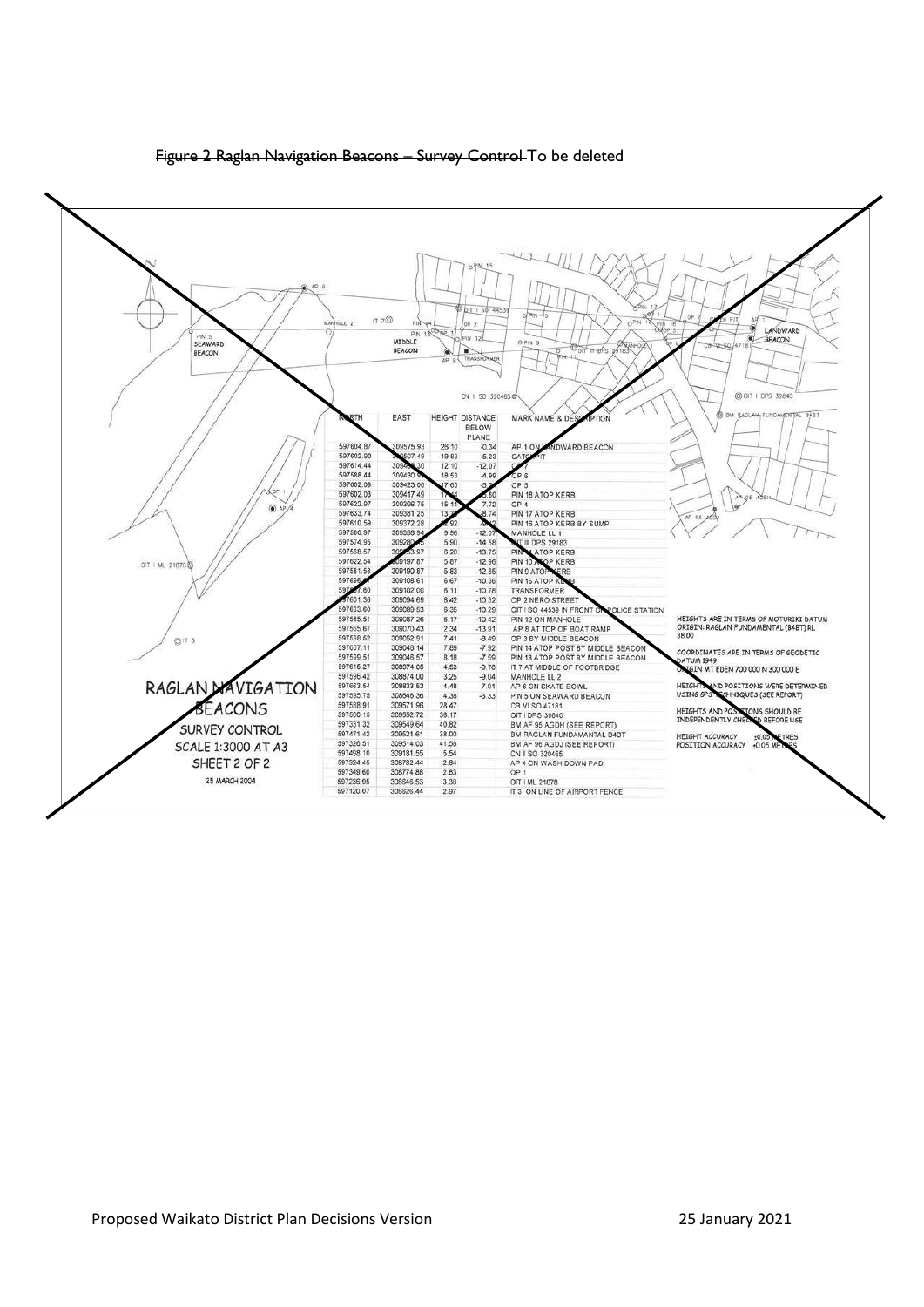~~Figure 2 Raglan Navigation Beacons – Survey Control~~ To be deleted

| NORTH | EAST | HEIGHT | DISTANCE BELOW PLANE | MARK NAME & DESCRIPTION |
|---|---|---|---|---|
| 597604.87 | 309575.93 | 26.10 | -0.34 | AP 1 ON LANDWARD BEACON |
| 597602.90 | 309507.46 | 19.83 | -5.23 | CATCHPIT |
| 597614.44 | 309480.30 | 12.10 | -12.07 | OP 7 |
| 597588.44 | 309430.5 | 18.53 | -4.99 | OP 6 |
| 597602.09 | 309423.06 | 17.65 | -5.7 | OP 5 |
| 597602.03 | 309417.49 | 17.44 | -5.80 | PIN 18 ATOP KERB |
| 597622.97 | 309396.75 | 15.11 | -7.72 | OP 4 |
| 597633.74 | 309381.25 | 13. | -8.74 | PIN 17 ATOP KERB |
| 597610.59 | 309372.28 | .92 | -9. | PIN 16 ATOP KERB BY SUMP |
| 597580.97 | 309358.94 | 9.96 | -12.67 | MANHOLE LL 1 |
| 597574.95 | 309280 | 5.90 | -14.58 | OIT III DPS 29183 |
| 597568.57 | 309253.97 | 6.20 | -13.75 | PIN 11 ATOP KERB |
| 597622.54 | 309197.87 | 5.67 | -12.96 | PIN 10 ATOP KERB |
| 597581.58 | 309190.87 | 5.63 | -12.85 | PIN 9 ATOP KERB |
| 59769 | 309108.61 | 6.67 | -10.36 | PIN 15 ATOP KERB |
| 5976 7.60 | 309102.00 | 6.11 | -10.78 | TRANSFORMER |
| 597601.36 | 309094.69 | 6.42 | -10.32 | OP 2 NERO STREET |
| 597633.60 | 309089.53 | 6.35 | -10.29 | OIT I SO 44539 IN FRONT OF POLICE STATION |
| 597585.51 | 309087.26 | 5.17 | -10.42 | PIN 12 ON MANHOLE |
| 597565.67 | 309070.43 | 2.34 | -13.91 | AP 8 AT TOP OF BOAT RAMP |
| 597598.62 | 309052.91 | 7.41 | -8.49 | OP 3 BY MIDDLE BEACON |
| 597607.11 | 309048.14 | 7.89 | -7.92 | PIN 14 ATOP POST BY MIDDLE BEACON |
| 597599.51 | 309046.57 | 8.18 | -7.59 | PIN 13 ATOP POST BY MIDDLE BEACON |
| 597615.27 | 308974.05 | 4.53 | -9.78 | IT 7 AT MIDDLE OF FOOTBRIDGE |
| 597596.42 | 308874.00 | 3.25 | -9.04 | MANHOLE LL 2 |
| 597663.54 | 308833.53 | 4.48 | -7.01 | AP 6 ON SKATE BOWL |
| 597595.75 | 308645.36 | 4.38 | -3.33 | PIN 5 ON SEAWARD BEACON |
| 597588.91 | 309571.96 | 28.47 | | CB VI SO 47181 |
| 597600.15 | 309552.72 | 36.17 | | OIT I DPS 39840 |
| 597331.32 | 309549.64 | 40.82 | | BM AF 95 AGDH (SEE REPORT) |
| 597471.42 | 309521.61 | 38.00 | | BM RAGLAN FUNDAMENTAL B4BT |
| 597326.61 | 309514.03 | 41.58 | | BM AF 96 AGDJ (SEE REPORT) |
| 597498.10 | 309181.55 | 5.54 | | CN II SO 320465 |
| 597324.45 | 308782.44 | 2.64 | | AP 4 ON WASH DOWN PAD |
| 597349.60 | 308774.88 | 2.63 | | OP 1 |
| 597236.95 | 308646.53 | 3.38 | | OIT I ML 21878 |
| 597120.07 | 308626.44 | 2.97 | | IT 3 ON LINE OF AIRPORT FENCE |

HEIGHTS ARE IN TERMS OF MOTURIKI DATUM
ORIGIN: RAGLAN FUNDAMENTAL (B4BT) RL 38.00

COORDINATES ARE IN TERMS OF GEODETIC DATUM 1949
ORIGIN MT EDEN 700 000 N 300 000 E

HEIGHTS AND POSITIONS WERE DETERMINED USING GPS TECHNIQUES (SEE REPORT)

HEIGHTS AND POSITIONS SHOULD BE INDEPENDENTLY CHECKED BEFORE USE

HEIGHT ACCURACY ±0.05 METRES
POSITION ACCURACY ±0.05 METRES

RAGLAN NAVIGATION BEACONS
SURVEY CONTROL
SCALE 1:3000 AT A3
SHEET 2 OF 2
25 MARCH 2004